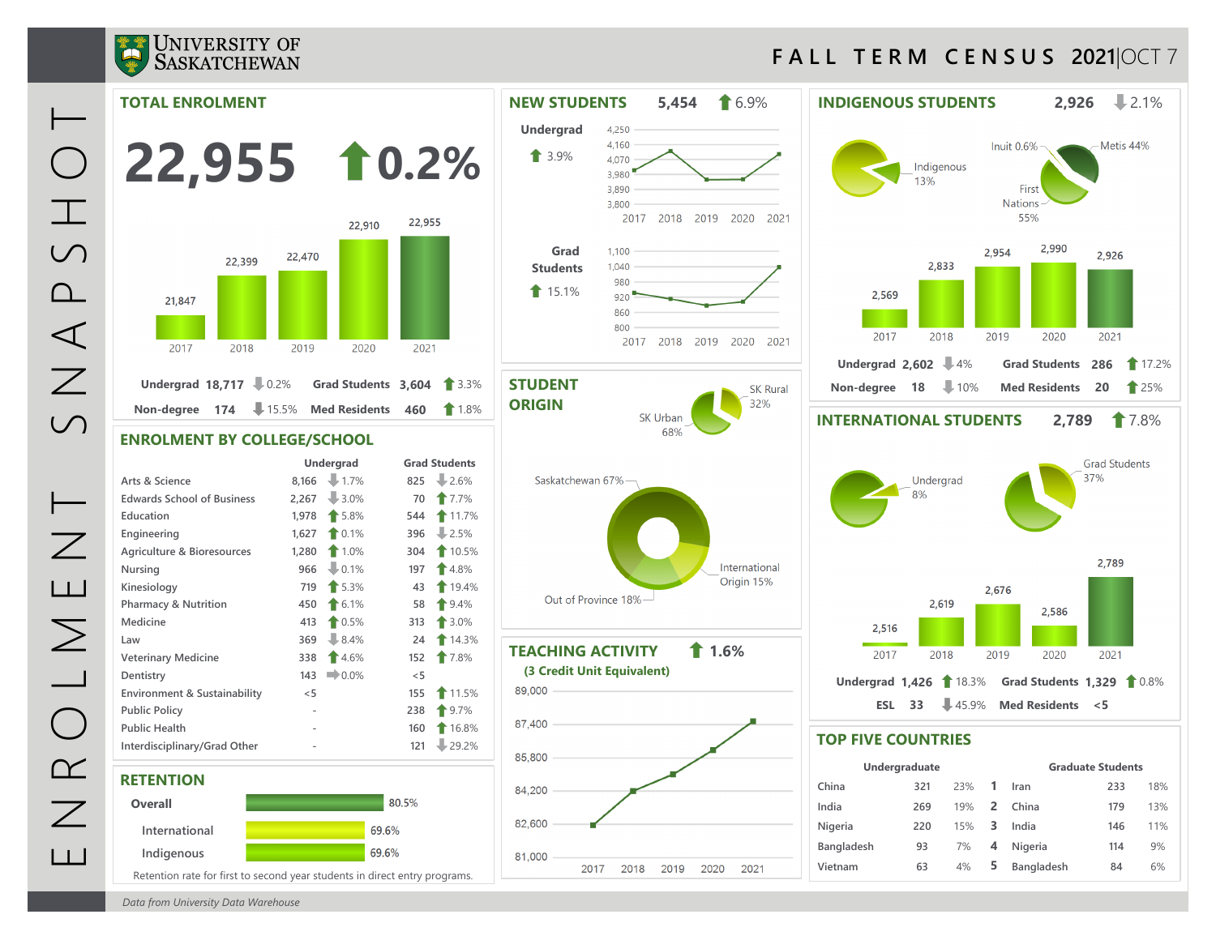# University of Saskatchewan — Fall Term Census 2021 | OCT 7

ENROLMENT SNAPSHOT

## TOTAL ENROLMENT

**22,955** ⬆ 0.2%

| 2017 | 2018 | 2019 | 2020 | 2021 |
|---|---|---|---|---|
| 21,847 | 22,399 | 22,470 | 22,910 | 22,955 |

| | | | | | |
|---|---|---|---|---|---|
| Undergrad | 18,717 | ⬇ 0.2% | Grad Students | 3,604 | ⬆ 3.3% |
| Non-degree | 174 | ⬇ 15.5% | Med Residents | 460 | ⬆ 1.8% |

## ENROLMENT BY COLLEGE/SCHOOL

| | Undergrad | | Grad Students | |
|---|---|---|---|---|
| Arts & Science | 8,166 | ⬇ 1.7% | 825 | ⬇ 2.6% |
| Edwards School of Business | 2,267 | ⬇ 3.0% | 70 | ⬆ 7.7% |
| Education | 1,978 | ⬆ 5.8% | 544 | ⬆ 11.7% |
| Engineering | 1,627 | ⬆ 0.1% | 396 | ⬇ 2.5% |
| Agriculture & Bioresources | 1,280 | ⬆ 1.0% | 304 | ⬆ 10.5% |
| Nursing | 966 | ⬇ 0.1% | 197 | ⬆ 4.8% |
| Kinesiology | 719 | ⬆ 5.3% | 43 | ⬆ 19.4% |
| Pharmacy & Nutrition | 450 | ⬆ 6.1% | 58 | ⬆ 9.4% |
| Medicine | 413 | ⬆ 0.5% | 313 | ⬆ 3.0% |
| Law | 369 | ⬇ 8.4% | 24 | ⬆ 14.3% |
| Veterinary Medicine | 338 | ⬆ 4.6% | 152 | ⬆ 7.8% |
| Dentistry | 143 | ➡ 0.0% | <5 | |
| Environment & Sustainability | <5 | | 155 | ⬆ 11.5% |
| Public Policy | - | | 238 | ⬆ 9.7% |
| Public Health | - | | 160 | ⬆ 16.8% |
| Interdisciplinary/Grad Other | - | | 121 | ⬇ 29.2% |

## RETENTION

| | |
|---|---|
| Overall | 80.5% |
| International | 69.6% |
| Indigenous | 69.6% |

Retention rate for first to second year students in direct entry programs.

## NEW STUDENTS

**5,454** ⬆ 6.9%

Undergrad ⬆ 3.9%

Grad Students ⬆ 15.1%

## STUDENT ORIGIN

- Saskatchewan 67% (SK Urban 68%, SK Rural 32%)
- Out of Province 18%
- International Origin 15%

## TEACHING ACTIVITY ⬆ 1.6%

(3 Credit Unit Equivalent)

## INDIGENOUS STUDENTS

**2,926** ⬇ 2.1%

Indigenous 13%: First Nations 55%, Metis 44%, Inuit 0.6%

| 2017 | 2018 | 2019 | 2020 | 2021 |
|---|---|---|---|---|
| 2,569 | 2,833 | 2,954 | 2,990 | 2,926 |

| | | | | | |
|---|---|---|---|---|---|
| Undergrad | 2,602 | ⬇ 4% | Grad Students | 286 | ⬆ 17.2% |
| Non-degree | 18 | ⬇ 10% | Med Residents | 20 | ⬆ 25% |

## INTERNATIONAL STUDENTS

**2,789** ⬆ 7.8%

Undergrad 8%; Grad Students 37%

| 2017 | 2018 | 2019 | 2020 | 2021 |
|---|---|---|---|---|
| 2,516 | 2,619 | 2,676 | 2,586 | 2,789 |

| | | | | | |
|---|---|---|---|---|---|
| Undergrad | 1,426 | ⬆ 18.3% | Grad Students | 1,329 | ⬆ 0.8% |
| ESL | 33 | ⬇ 45.9% | Med Residents | <5 | |

## TOP FIVE COUNTRIES

| Undergraduate | | | | Graduate Students | | |
|---|---|---|---|---|---|---|
| China | 321 | 23% | 1 | Iran | 233 | 18% |
| India | 269 | 19% | 2 | China | 179 | 13% |
| Nigeria | 220 | 15% | 3 | India | 146 | 11% |
| Bangladesh | 93 | 7% | 4 | Nigeria | 114 | 9% |
| Vietnam | 63 | 4% | 5 | Bangladesh | 84 | 6% |

*Data from University Data Warehouse*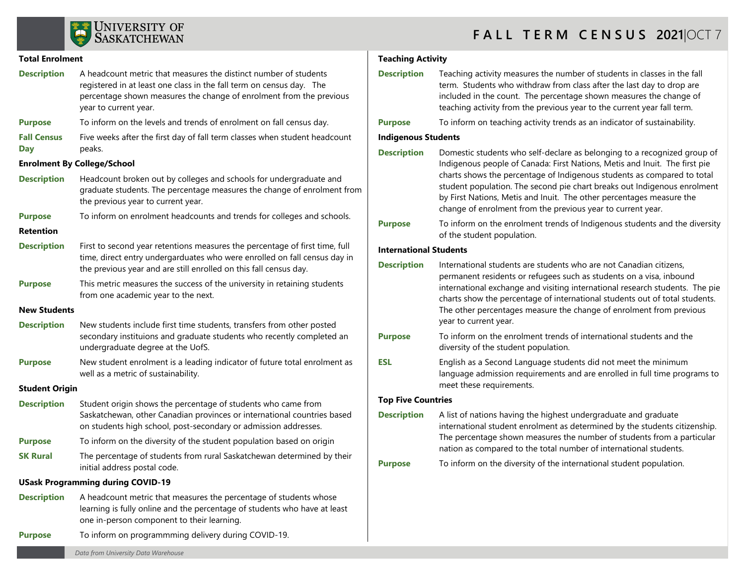# FALL TERM CENSUS 2021 | OCT 7

## Total Enrolment

**Description** A headcount metric that measures the distinct number of students registered in at least one class in the fall term on census day. The percentage shown measures the change of enrolment from the previous year to current year.

**Purpose** To inform on the levels and trends of enrolment on fall census day.

**Fall Census Day** Five weeks after the first day of fall term classes when student headcount peaks.

## Enrolment By College/School

**Description** Headcount broken out by colleges and schools for undergraduate and graduate students. The percentage measures the change of enrolment from the previous year to current year.

**Purpose** To inform on enrolment headcounts and trends for colleges and schools.

## Retention

**Description** First to second year retentions measures the percentage of first time, full time, direct entry undergarduates who were enrolled on fall census day in the previous year and are still enrolled on this fall census day.

**Purpose** This metric measures the success of the university in retaining students from one academic year to the next.

## New Students

**Description** New students include first time students, transfers from other posted secondary instituions and graduate students who recently completed an undergraduate degree at the UofS.

**Purpose** New student enrolment is a leading indicator of future total enrolment as well as a metric of sustainability.

## Student Origin

**Description** Student origin shows the percentage of students who came from Saskatchewan, other Canadian provinces or international countries based on students high school, post-secondary or admission addresses.

**Purpose** To inform on the diversity of the student population based on origin

**SK Rural** The percentage of students from rural Saskatchewan determined by their initial address postal code.

## USask Programming during COVID-19

**Description** A headcount metric that measures the percentage of students whose learning is fully online and the percentage of students who have at least one in-person component to their learning.

**Purpose** To inform on programmming delivery during COVID-19.

## Teaching Activity

**Description** Teaching activity measures the number of students in classes in the fall term. Students who withdraw from class after the last day to drop are included in the count. The percentage shown measures the change of teaching activity from the previous year to the current year fall term.

**Purpose** To inform on teaching activity trends as an indicator of sustainability.

## Indigenous Students

**Description** Domestic students who self-declare as belonging to a recognized group of Indigenous people of Canada: First Nations, Metis and Inuit. The first pie charts shows the percentage of Indigenous students as compared to total student population. The second pie chart breaks out Indigenous enrolment by First Nations, Metis and Inuit. The other percentages measure the change of enrolment from the previous year to current year.

**Purpose** To inform on the enrolment trends of Indigenous students and the diversity of the student population.

## International Students

**Description** International students are students who are not Canadian citizens, permanent residents or refugees such as students on a visa, inbound international exchange and visiting international research students. The pie charts show the percentage of international students out of total students. The other percentages measure the change of enrolment from previous year to current year.

**Purpose** To inform on the enrolment trends of international students and the diversity of the student population.

**ESL** English as a Second Language students did not meet the minimum language admission requirements and are enrolled in full time programs to meet these requirements.

## Top Five Countries

**Description** A list of nations having the highest undergraduate and graduate international student enrolment as determined by the students citizenship. The percentage shown measures the number of students from a particular nation as compared to the total number of international students.

**Purpose** To inform on the diversity of the international student population.

*Data from University Data Warehouse*